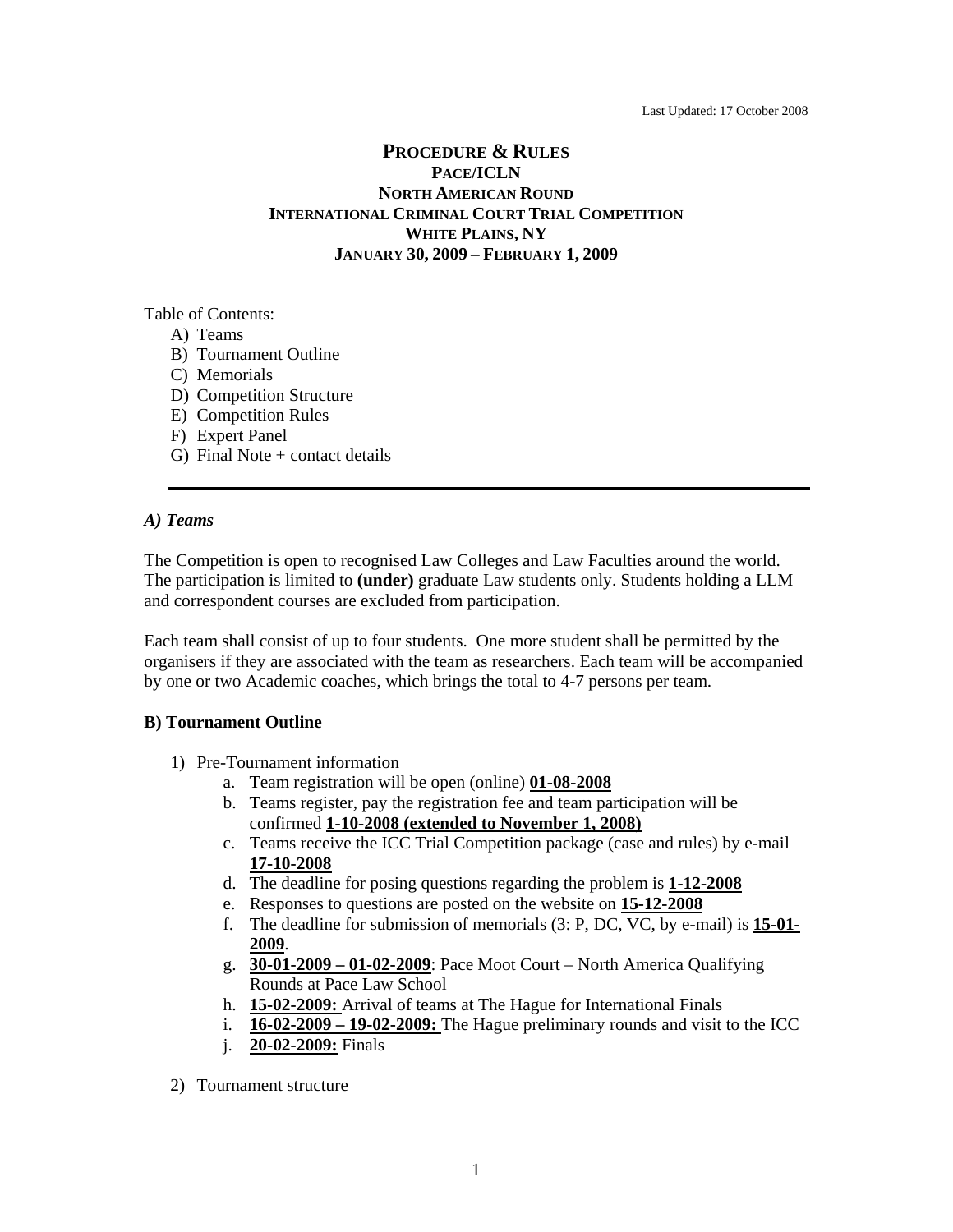Last Updated: 17 October 2008

# PROCEDURE & RULES
## PACE/ICLN
## NORTH AMERICAN ROUND
## INTERNATIONAL CRIMINAL COURT TRIAL COMPETITION
## WHITE PLAINS, NY
## JANUARY 30, 2009 – FEBRUARY 1, 2009

Table of Contents:

A) Teams
B) Tournament Outline
C) Memorials
D) Competition Structure
E) Competition Rules
F) Expert Panel
G) Final Note + contact details

---

### *A) Teams*

The Competition is open to recognised Law Colleges and Law Faculties around the world. The participation is limited to **(under)** graduate Law students only. Students holding a LLM and correspondent courses are excluded from participation.

Each team shall consist of up to four students. One more student shall be permitted by the organisers if they are associated with the team as researchers. Each team will be accompanied by one or two Academic coaches, which brings the total to 4-7 persons per team.

### B) Tournament Outline

1) Pre-Tournament information
   a. Team registration will be open (online) **01-08-2008**
   b. Teams register, pay the registration fee and team participation will be confirmed **1-10-2008 (extended to November 1, 2008)**
   c. Teams receive the ICC Trial Competition package (case and rules) by e-mail **17-10-2008**
   d. The deadline for posing questions regarding the problem is **1-12-2008**
   e. Responses to questions are posted on the website on **15-12-2008**
   f. The deadline for submission of memorials (3: P, DC, VC, by e-mail) is **15-01-2009**.
   g. **30-01-2009 – 01-02-2009**: Pace Moot Court – North America Qualifying Rounds at Pace Law School
   h. **15-02-2009:** Arrival of teams at The Hague for International Finals
   i. **16-02-2009 – 19-02-2009:** The Hague preliminary rounds and visit to the ICC
   j. **20-02-2009:** Finals

2) Tournament structure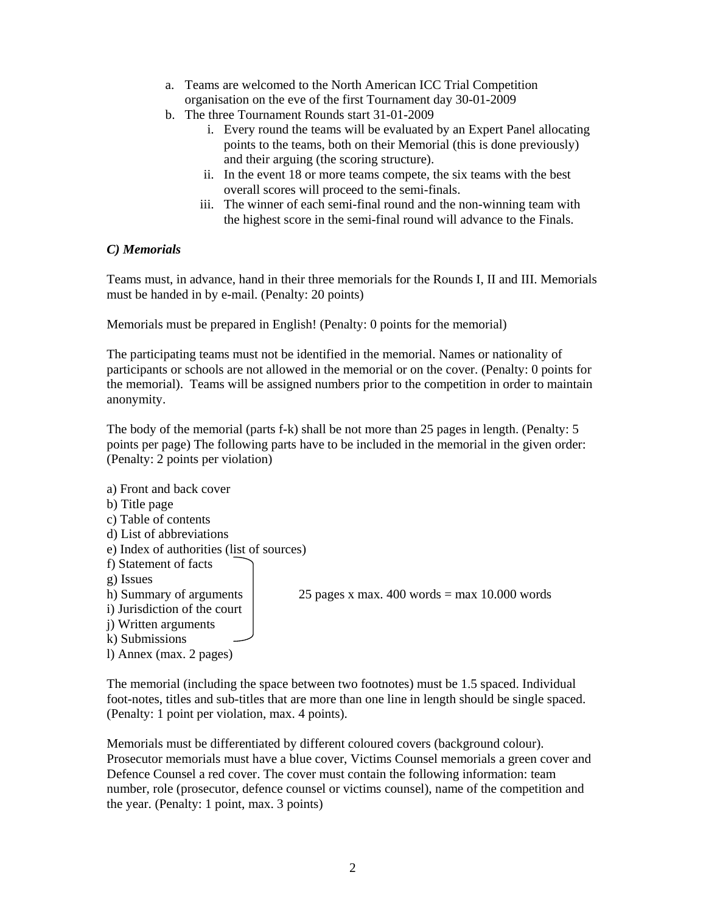a. Teams are welcomed to the North American ICC Trial Competition organisation on the eve of the first Tournament day 30-01-2009
b. The three Tournament Rounds start 31-01-2009
    i. Every round the teams will be evaluated by an Expert Panel allocating points to the teams, both on their Memorial (this is done previously) and their arguing (the scoring structure).
    ii. In the event 18 or more teams compete, the six teams with the best overall scores will proceed to the semi-finals.
    iii. The winner of each semi-final round and the non-winning team with the highest score in the semi-final round will advance to the Finals.

***C) Memorials***

Teams must, in advance, hand in their three memorials for the Rounds I, II and III. Memorials must be handed in by e-mail. (Penalty: 20 points)

Memorials must be prepared in English! (Penalty: 0 points for the memorial)

The participating teams must not be identified in the memorial. Names or nationality of participants or schools are not allowed in the memorial or on the cover. (Penalty: 0 points for the memorial). Teams will be assigned numbers prior to the competition in order to maintain anonymity.

The body of the memorial (parts f-k) shall be not more than 25 pages in length. (Penalty: 5 points per page) The following parts have to be included in the memorial in the given order: (Penalty: 2 points per violation)

a) Front and back cover
b) Title page
c) Table of contents
d) List of abbreviations
e) Index of authorities (list of sources)
f) Statement of facts
g) Issues
h) Summary of arguments
i) Jurisdiction of the court
j) Written arguments
k) Submissions
l) Annex (max. 2 pages)

(Parts f–k: 25 pages x max. 400 words = max 10.000 words)

The memorial (including the space between two footnotes) must be 1.5 spaced. Individual foot-notes, titles and sub-titles that are more than one line in length should be single spaced. (Penalty: 1 point per violation, max. 4 points).

Memorials must be differentiated by different coloured covers (background colour). Prosecutor memorials must have a blue cover, Victims Counsel memorials a green cover and Defence Counsel a red cover. The cover must contain the following information: team number, role (prosecutor, defence counsel or victims counsel), name of the competition and the year. (Penalty: 1 point, max. 3 points)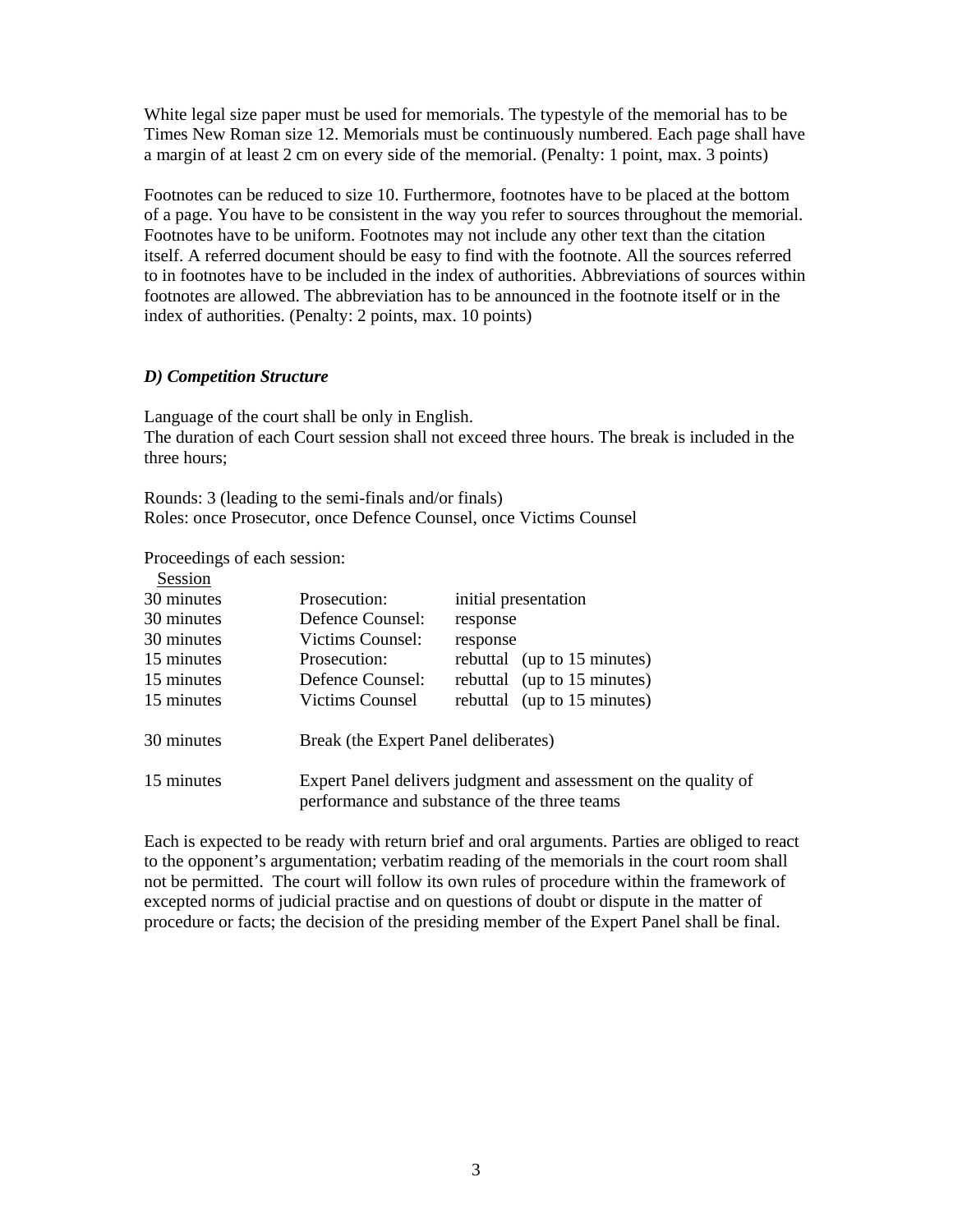White legal size paper must be used for memorials. The typestyle of the memorial has to be Times New Roman size 12. Memorials must be continuously numbered. Each page shall have a margin of at least 2 cm on every side of the memorial. (Penalty: 1 point, max. 3 points)

Footnotes can be reduced to size 10. Furthermore, footnotes have to be placed at the bottom of a page. You have to be consistent in the way you refer to sources throughout the memorial. Footnotes have to be uniform. Footnotes may not include any other text than the citation itself. A referred document should be easy to find with the footnote. All the sources referred to in footnotes have to be included in the index of authorities. Abbreviations of sources within footnotes are allowed. The abbreviation has to be announced in the footnote itself or in the index of authorities. (Penalty: 2 points, max. 10 points)

### *D) Competition Structure*

Language of the court shall be only in English.
The duration of each Court session shall not exceed three hours. The break is included in the three hours;

Rounds: 3 (leading to the semi-finals and/or finals)
Roles: once Prosecutor, once Defence Counsel, once Victims Counsel

Proceedings of each session:

| Session | | |
|---|---|---|
| 30 minutes | Prosecution: | initial presentation |
| 30 minutes | Defence Counsel: | response |
| 30 minutes | Victims Counsel: | response |
| 15 minutes | Prosecution: | rebuttal (up to 15 minutes) |
| 15 minutes | Defence Counsel: | rebuttal (up to 15 minutes) |
| 15 minutes | Victims Counsel | rebuttal (up to 15 minutes) |
| 30 minutes | Break (the Expert Panel deliberates) | |
| 15 minutes | Expert Panel delivers judgment and assessment on the quality of performance and substance of the three teams | |

Each is expected to be ready with return brief and oral arguments. Parties are obliged to react to the opponent's argumentation; verbatim reading of the memorials in the court room shall not be permitted. The court will follow its own rules of procedure within the framework of excepted norms of judicial practise and on questions of doubt or dispute in the matter of procedure or facts; the decision of the presiding member of the Expert Panel shall be final.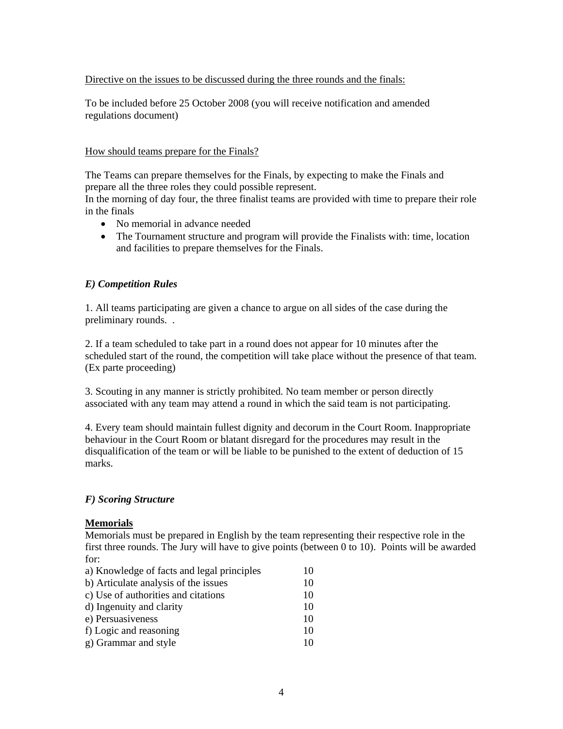<u>Directive on the issues to be discussed during the three rounds and the finals:</u>

To be included before 25 October 2008 (you will receive notification and amended regulations document)

<u>How should teams prepare for the Finals?</u>

The Teams can prepare themselves for the Finals, by expecting to make the Finals and prepare all the three roles they could possible represent.
In the morning of day four, the three finalist teams are provided with time to prepare their role in the finals

- No memorial in advance needed
- The Tournament structure and program will provide the Finalists with: time, location and facilities to prepare themselves for the Finals.

### *E) Competition Rules*

1. All teams participating are given a chance to argue on all sides of the case during the preliminary rounds.  .

2. If a team scheduled to take part in a round does not appear for 10 minutes after the scheduled start of the round, the competition will take place without the presence of that team. (Ex parte proceeding)

3. Scouting in any manner is strictly prohibited. No team member or person directly associated with any team may attend a round in which the said team is not participating.

4. Every team should maintain fullest dignity and decorum in the Court Room. Inappropriate behaviour in the Court Room or blatant disregard for the procedures may result in the disqualification of the team or will be liable to be punished to the extent of deduction of 15 marks.

### *F) Scoring Structure*

**<u>Memorials</u>**

Memorials must be prepared in English by the team representing their respective role in the first three rounds. The Jury will have to give points (between 0 to 10).  Points will be awarded for:

| | |
|---|---|
| a) Knowledge of facts and legal principles | 10 |
| b) Articulate analysis of the issues | 10 |
| c) Use of authorities and citations | 10 |
| d) Ingenuity and clarity | 10 |
| e) Persuasiveness | 10 |
| f) Logic and reasoning | 10 |
| g) Grammar and style | 10 |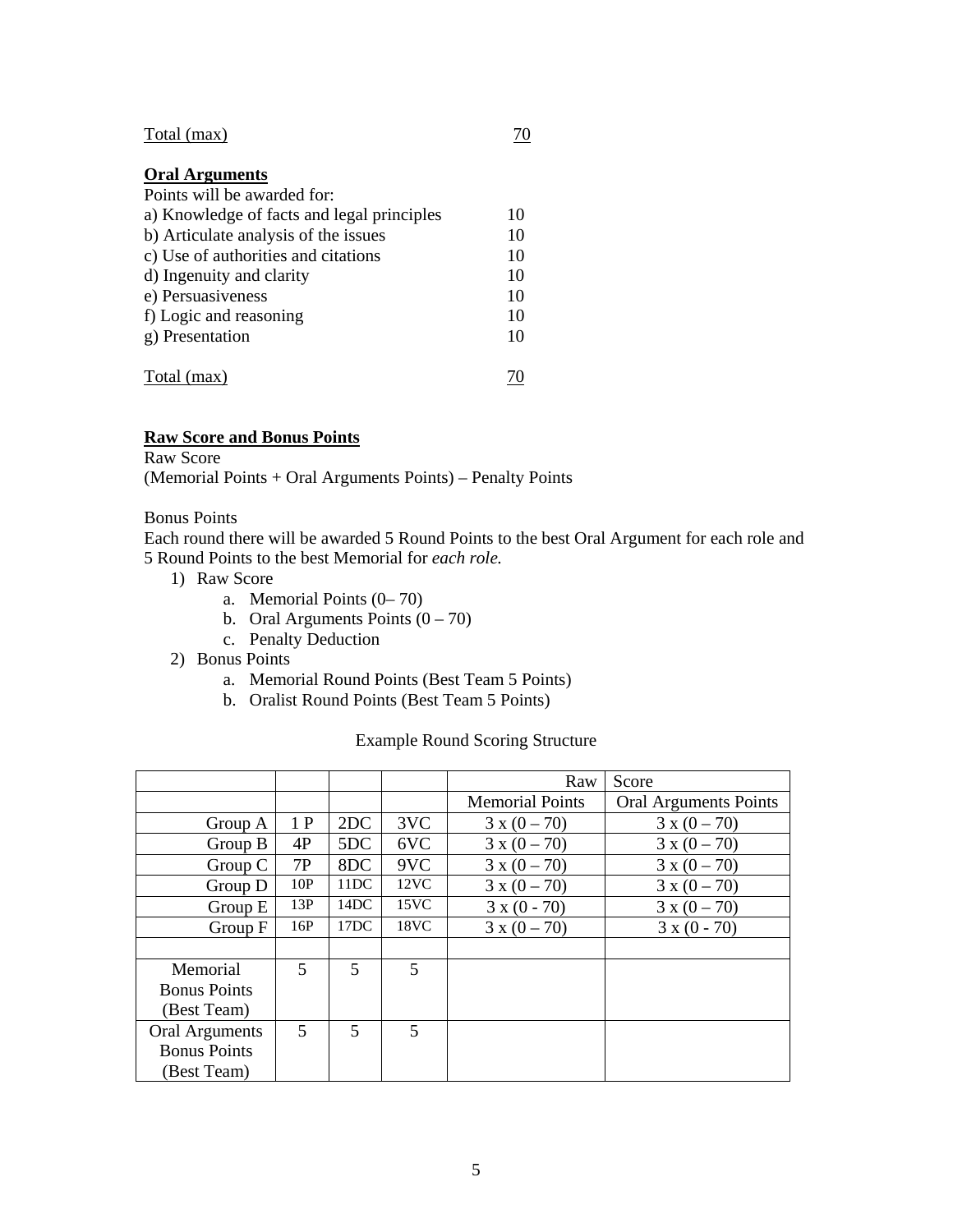Total (max) 70

**Oral Arguments**

Points will be awarded for:

| | |
|---|---|
| a) Knowledge of facts and legal principles | 10 |
| b) Articulate analysis of the issues | 10 |
| c) Use of authorities and citations | 10 |
| d) Ingenuity and clarity | 10 |
| e) Persuasiveness | 10 |
| f) Logic and reasoning | 10 |
| g) Presentation | 10 |
| Total (max) | 70 |

**Raw Score and Bonus Points**

Raw Score
(Memorial Points + Oral Arguments Points) – Penalty Points

Bonus Points
Each round there will be awarded 5 Round Points to the best Oral Argument for each role and 5 Round Points to the best Memorial for *each role.*

1) Raw Score
    a. Memorial Points (0– 70)
    b. Oral Arguments Points (0 – 70)
    c. Penalty Deduction
2) Bonus Points
    a. Memorial Round Points (Best Team 5 Points)
    b. Oralist Round Points (Best Team 5 Points)

Example Round Scoring Structure

| | | | | Raw | Score |
|---|---|---|---|---|---|
| | | | | Memorial Points | Oral Arguments Points |
| Group A | 1 P | 2DC | 3VC | 3 x (0 – 70) | 3 x (0 – 70) |
| Group B | 4P | 5DC | 6VC | 3 x (0 – 70) | 3 x (0 – 70) |
| Group C | 7P | 8DC | 9VC | 3 x (0 – 70) | 3 x (0 – 70) |
| Group D | 10P | 11DC | 12VC | 3 x (0 – 70) | 3 x (0 – 70) |
| Group E | 13P | 14DC | 15VC | 3 x (0 - 70) | 3 x (0 – 70) |
| Group F | 16P | 17DC | 18VC | 3 x (0 – 70) | 3 x (0 - 70) |
| | | | | | |
| Memorial Bonus Points (Best Team) | 5 | 5 | 5 | | |
| Oral Arguments Bonus Points (Best Team) | 5 | 5 | 5 | | |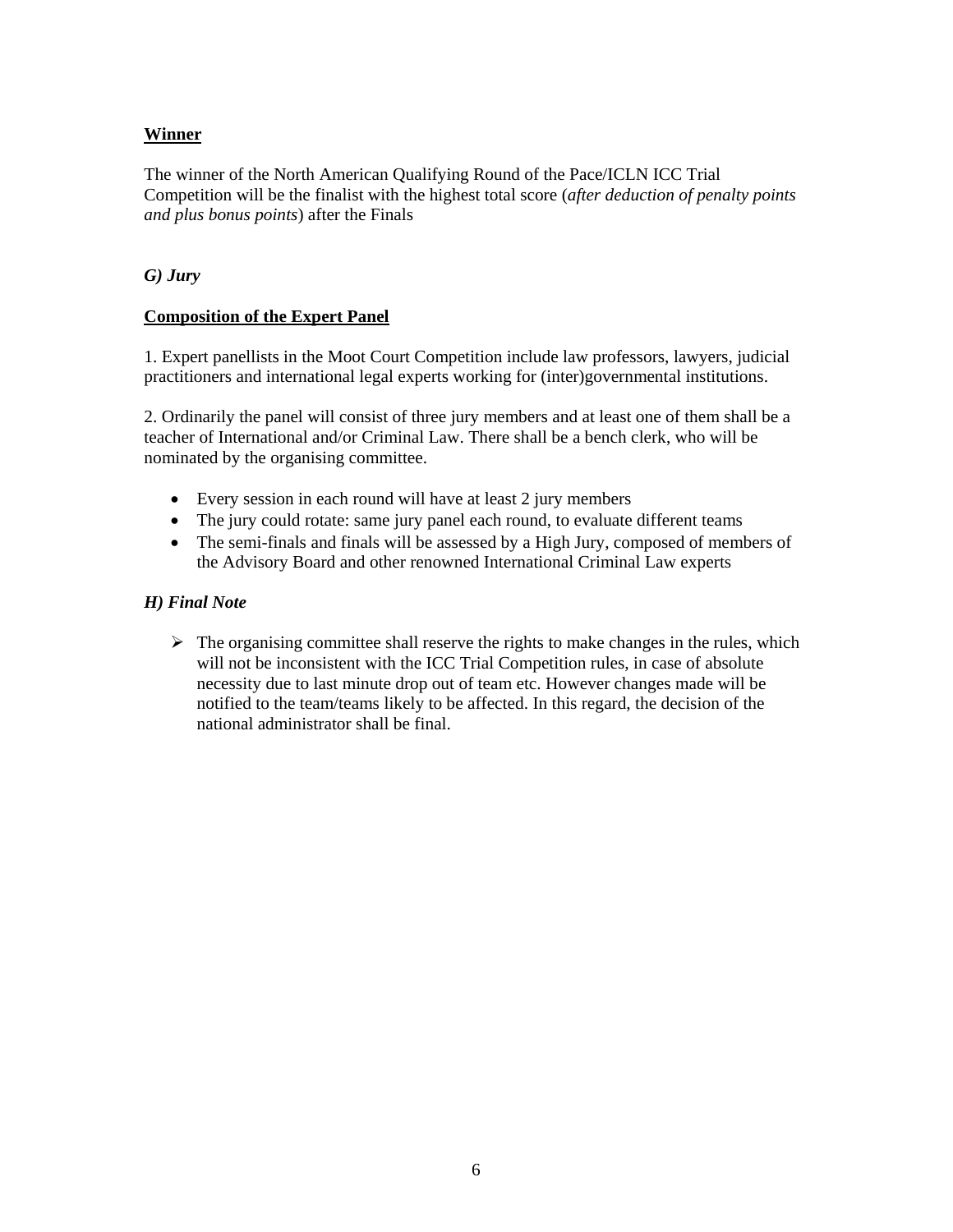**Winner**

The winner of the North American Qualifying Round of the Pace/ICLN ICC Trial Competition will be the finalist with the highest total score (*after deduction of penalty points and plus bonus points*) after the Finals

### *G) Jury*

**Composition of the Expert Panel**

1. Expert panellists in the Moot Court Competition include law professors, lawyers, judicial practitioners and international legal experts working for (inter)governmental institutions.

2. Ordinarily the panel will consist of three jury members and at least one of them shall be a teacher of International and/or Criminal Law. There shall be a bench clerk, who will be nominated by the organising committee.

- Every session in each round will have at least 2 jury members
- The jury could rotate: same jury panel each round, to evaluate different teams
- The semi-finals and finals will be assessed by a High Jury, composed of members of the Advisory Board and other renowned International Criminal Law experts

### *H) Final Note*

- The organising committee shall reserve the rights to make changes in the rules, which will not be inconsistent with the ICC Trial Competition rules, in case of absolute necessity due to last minute drop out of team etc. However changes made will be notified to the team/teams likely to be affected. In this regard, the decision of the national administrator shall be final.